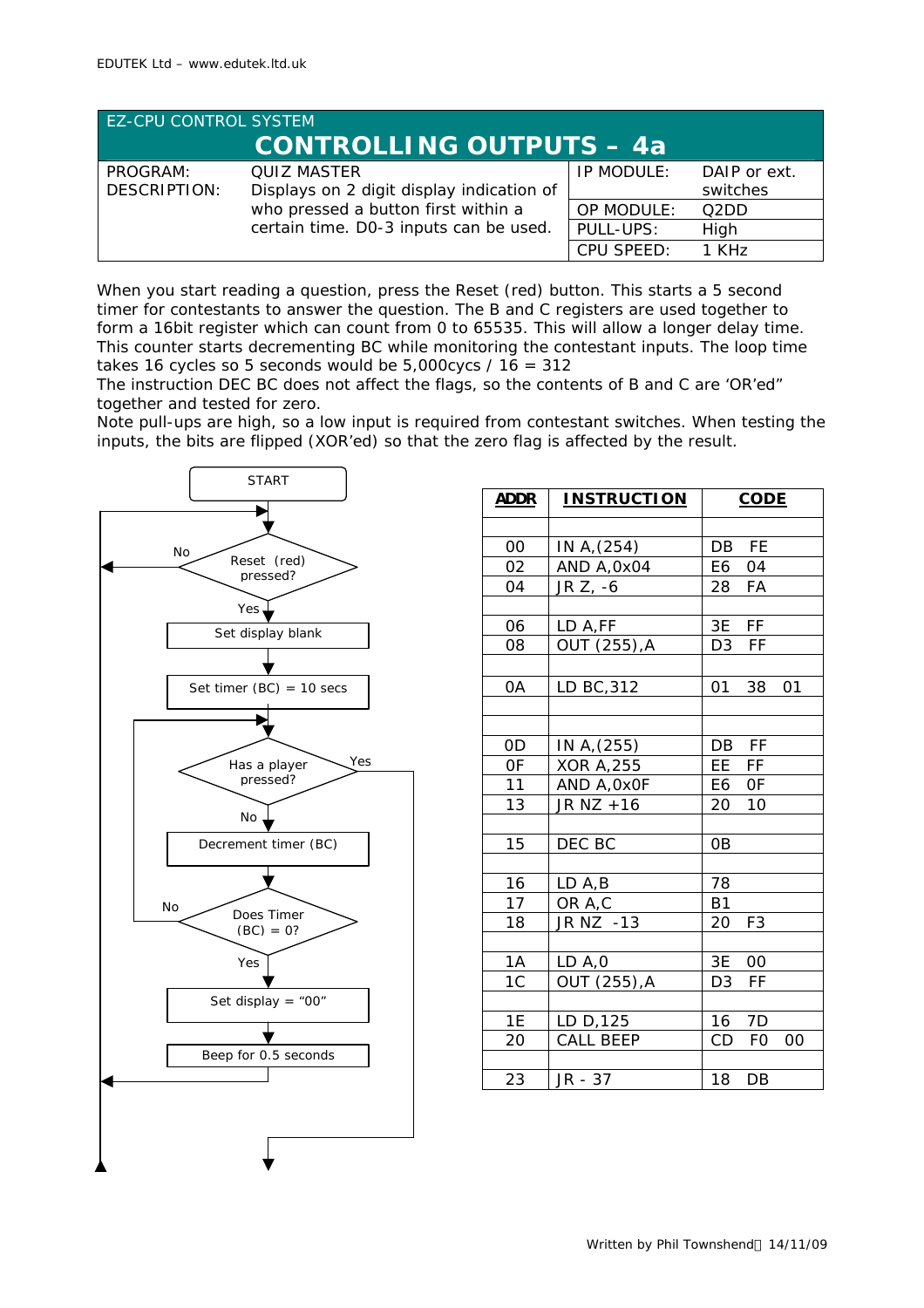EDUTEK Ltd – www.edutek.ltd.uk

## EZ-CPU CONTROL SYSTEM

# CONTROLLING OUTPUTS – 4a

| PROGRAM: | QUIZ MASTER | IP MODULE: | DAIP or ext. switches |
|---|---|---|---|
| DESCRIPTION: | Displays on 2 digit display indication of who pressed a button first within a certain time. D0-3 inputs can be used. | OP MODULE: | Q2DD |
| | | PULL-UPS: | High |
| | | CPU SPEED: | 1 KHz |

When you start reading a question, press the Reset (red) button. This starts a 5 second timer for contestants to answer the question. The B and C registers are used together to form a 16bit register which can count from 0 to 65535. This will allow a longer delay time. This counter starts decrementing BC while monitoring the contestant inputs. The loop time takes 16 cycles so 5 seconds would be 5,000cycs / 16 = 312
The instruction DEC BC does not affect the flags, so the contents of B and C are 'OR'ed" together and tested for zero.
Note pull-ups are high, so a low input is required from contestant switches. When testing the inputs, the bits are flipped (XOR'ed) so that the zero flag is affected by the result.

START
Reset (red) pressed? — No: loop back; Yes:
Set display blank
Set timer (BC) = 10 secs
Has a player pressed? — Yes: exit; No:
Decrement timer (BC)
Does Timer (BC) = 0? — No: loop back to "Has a player pressed?"; Yes:
Set display = "00"
Beep for 0.5 seconds

| ADDR | INSTRUCTION | CODE |
|---|---|---|
| | | |
| 00 | IN A,(254) | DB FE |
| 02 | AND A,0x04 | E6 04 |
| 04 | JR Z, -6 | 28 FA |
| | | |
| 06 | LD A,FF | 3E FF |
| 08 | OUT (255),A | D3 FF |
| | | |
| 0A | LD BC,312 | 01 38 01 |
| | | |
| | | |
| 0D | IN A,(255) | DB FF |
| 0F | XOR A,255 | EE FF |
| 11 | AND A,0x0F | E6 0F |
| 13 | JR NZ +16 | 20 10 |
| | | |
| 15 | DEC BC | 0B |
| | | |
| 16 | LD A,B | 78 |
| 17 | OR A,C | B1 |
| 18 | JR NZ -13 | 20 F3 |
| | | |
| 1A | LD A,0 | 3E 00 |
| 1C | OUT (255),A | D3 FF |
| | | |
| 1E | LD D,125 | 16 7D |
| 20 | CALL BEEP | CD F0 00 |
| | | |
| 23 | JR - 37 | 18 DB |

Written by Phil Townshend 14/11/09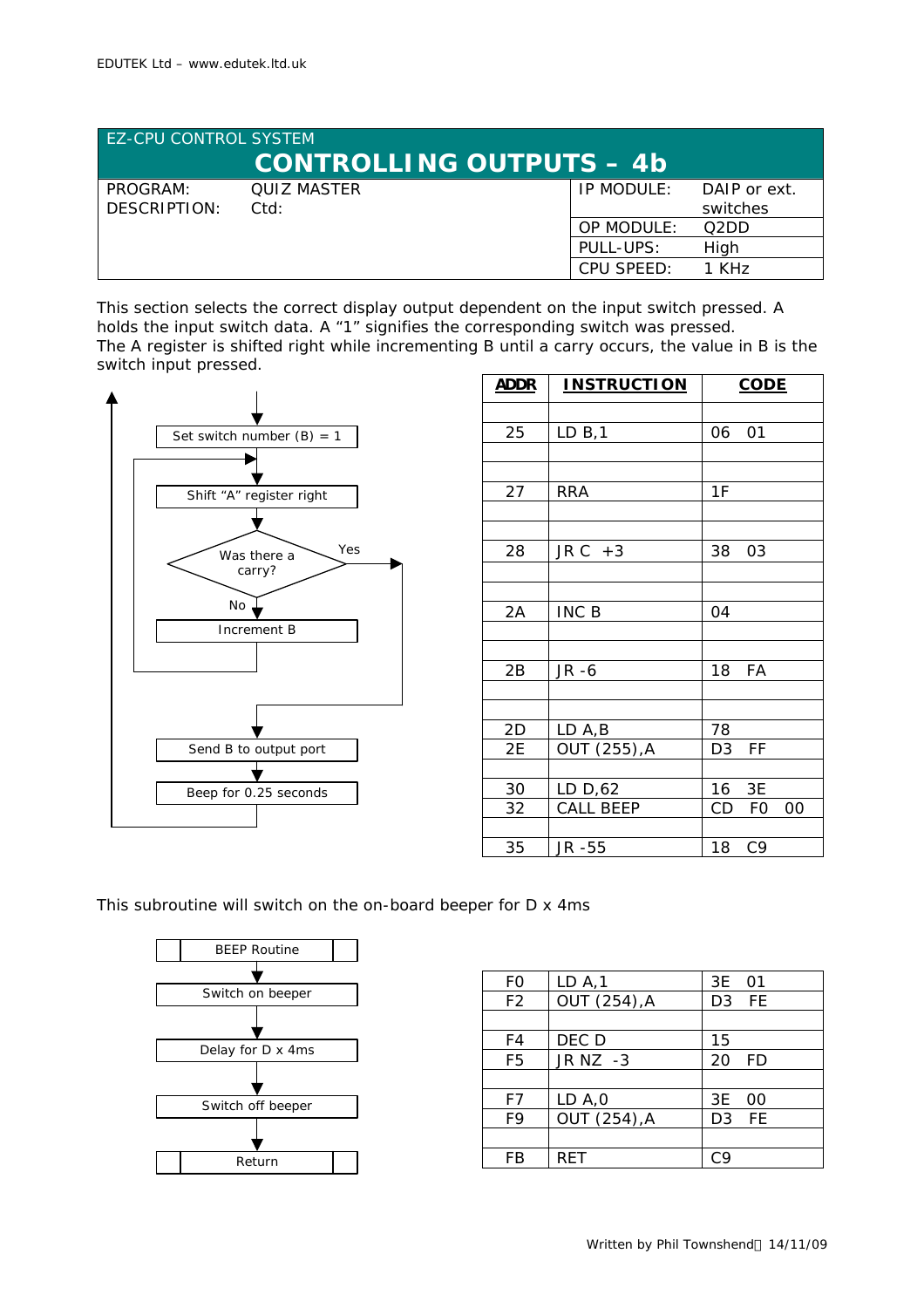EDUTEK Ltd – www.edutek.ltd.uk

EZ-CPU CONTROL SYSTEM

# CONTROLLING OUTPUTS – 4b

| | | | |
|---|---|---|---|
| PROGRAM: | QUIZ MASTER | IP MODULE: | DAIP or ext. switches |
| DESCRIPTION: | Ctd: | OP MODULE: | Q2DD |
| | | PULL-UPS: | High |
| | | CPU SPEED: | 1 KHz |

This section selects the correct display output dependent on the input switch pressed. A holds the input switch data. A "1" signifies the corresponding switch was pressed.
The A register is shifted right while incrementing B until a carry occurs, the value in B is the switch input pressed.

Set switch number (B) = 1

Shift "A" register right

Was there a carry?

Yes

No

Increment B

Send B to output port

Beep for 0.25 seconds

| ADDR | INSTRUCTION | CODE |
|---|---|---|
| | | |
| 25 | LD B,1 | 06 01 |
| | | |
| | | |
| 27 | RRA | 1F |
| | | |
| | | |
| 28 | JR C +3 | 38 03 |
| | | |
| | | |
| 2A | INC B | 04 |
| | | |
| | | |
| 2B | JR -6 | 18 FA |
| | | |
| | | |
| 2D | LD A,B | 78 |
| 2E | OUT (255),A | D3 FF |
| | | |
| 30 | LD D,62 | 16 3E |
| 32 | CALL BEEP | CD F0 00 |
| | | |
| 35 | JR -55 | 18 C9 |

This subroutine will switch on the on-board beeper for D x 4ms

BEEP Routine

Switch on beeper

Delay for D x 4ms

Switch off beeper

Return

| | | |
|---|---|---|
| F0 | LD A,1 | 3E 01 |
| F2 | OUT (254),A | D3 FE |
| | | |
| F4 | DEC D | 15 |
| F5 | JR NZ -3 | 20 FD |
| | | |
| F7 | LD A,0 | 3E 00 |
| F9 | OUT (254),A | D3 FE |
| | | |
| FB | RET | C9 |

Written by Phil Townshend 14/11/09